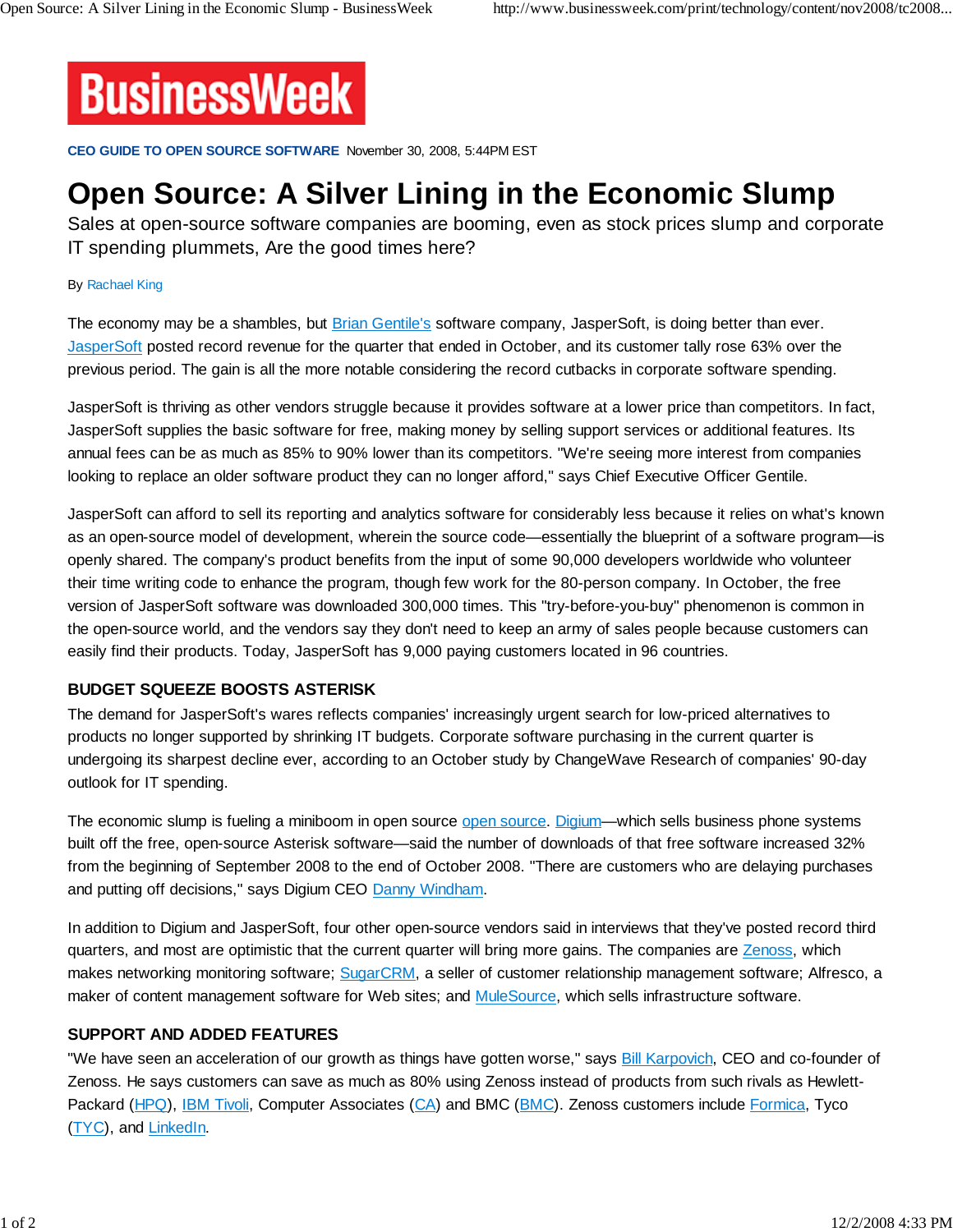BusinessWeek

**CEO GUIDE TO OPEN SOURCE SOFTWARE** November 30, 2008, 5:44PM EST

# Open Source: A Silver Lining in the Economic Slump

Sales at open-source software companies are booming, even as stock prices slump and corporate IT spending plummets, Are the good times here?

By Rachael King

The economy may be a shambles, but Brian Gentile's software company, JasperSoft, is doing better than ever. JasperSoft posted record revenue for the quarter that ended in October, and its customer tally rose 63% over the previous period. The gain is all the more notable considering the record cutbacks in corporate software spending.

JasperSoft is thriving as other vendors struggle because it provides software at a lower price than competitors. In fact, JasperSoft supplies the basic software for free, making money by selling support services or additional features. Its annual fees can be as much as 85% to 90% lower than its competitors. "We're seeing more interest from companies looking to replace an older software product they can no longer afford," says Chief Executive Officer Gentile.

JasperSoft can afford to sell its reporting and analytics software for considerably less because it relies on what's known as an open-source model of development, wherein the source code—essentially the blueprint of a software program—is openly shared. The company's product benefits from the input of some 90,000 developers worldwide who volunteer their time writing code to enhance the program, though few work for the 80-person company. In October, the free version of JasperSoft software was downloaded 300,000 times. This "try-before-you-buy" phenomenon is common in the open-source world, and the vendors say they don't need to keep an army of sales people because customers can easily find their products. Today, JasperSoft has 9,000 paying customers located in 96 countries.

### BUDGET SQUEEZE BOOSTS ASTERISK

The demand for JasperSoft's wares reflects companies' increasingly urgent search for low-priced alternatives to products no longer supported by shrinking IT budgets. Corporate software purchasing in the current quarter is undergoing its sharpest decline ever, according to an October study by ChangeWave Research of companies' 90-day outlook for IT spending.

The economic slump is fueling a miniboom in open source open source. Digium—which sells business phone systems built off the free, open-source Asterisk software—said the number of downloads of that free software increased 32% from the beginning of September 2008 to the end of October 2008. "There are customers who are delaying purchases and putting off decisions," says Digium CEO Danny Windham.

In addition to Digium and JasperSoft, four other open-source vendors said in interviews that they've posted record third quarters, and most are optimistic that the current quarter will bring more gains. The companies are Zenoss, which makes networking monitoring software; SugarCRM, a seller of customer relationship management software; Alfresco, a maker of content management software for Web sites; and MuleSource, which sells infrastructure software.

### SUPPORT AND ADDED FEATURES

"We have seen an acceleration of our growth as things have gotten worse," says Bill Karpovich, CEO and co-founder of Zenoss. He says customers can save as much as 80% using Zenoss instead of products from such rivals as Hewlett-Packard (HPQ), IBM Tivoli, Computer Associates (CA) and BMC (BMC). Zenoss customers include Formica, Tyco (TYC), and LinkedIn.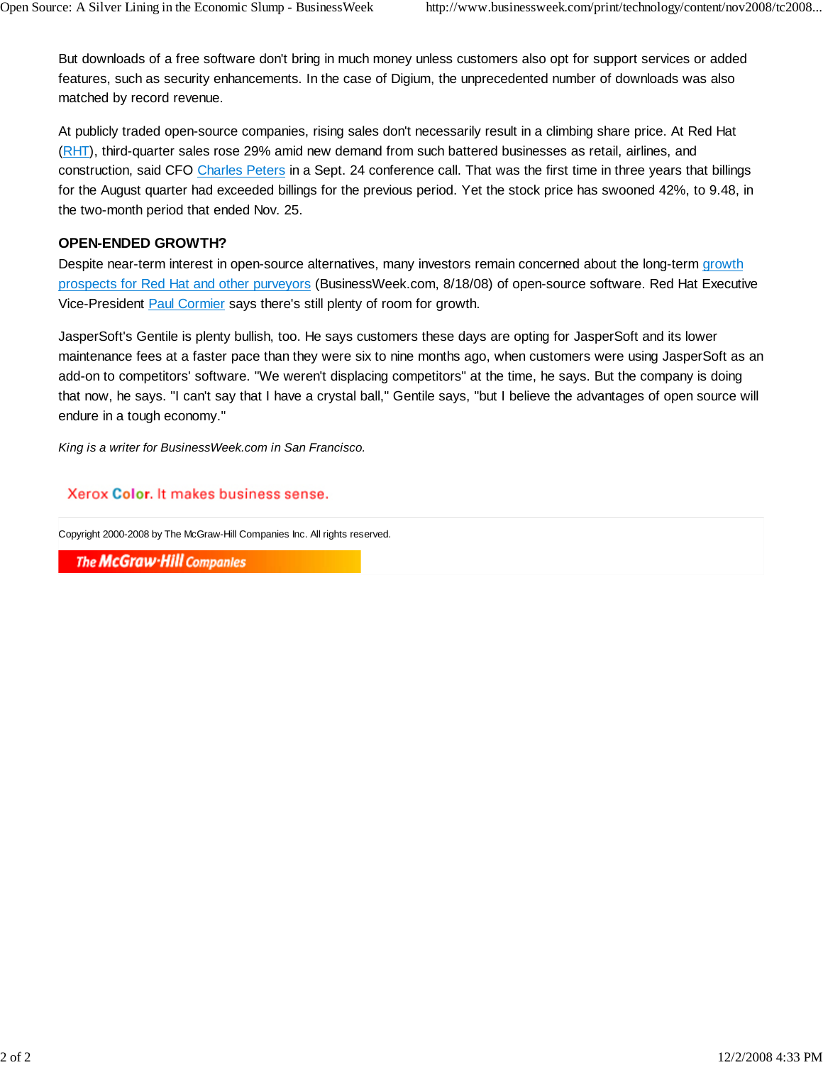But downloads of a free software don't bring in much money unless customers also opt for support services or added features, such as security enhancements. In the case of Digium, the unprecedented number of downloads was also matched by record revenue.

At publicly traded open-source companies, rising sales don't necessarily result in a climbing share price. At Red Hat (RHT), third-quarter sales rose 29% amid new demand from such battered businesses as retail, airlines, and construction, said CFO Charles Peters in a Sept. 24 conference call. That was the first time in three years that billings for the August quarter had exceeded billings for the previous period. Yet the stock price has swooned 42%, to 9.48, in the two-month period that ended Nov. 25.

**OPEN-ENDED GROWTH?**

Despite near-term interest in open-source alternatives, many investors remain concerned about the long-term growth prospects for Red Hat and other purveyors (BusinessWeek.com, 8/18/08) of open-source software. Red Hat Executive Vice-President Paul Cormier says there's still plenty of room for growth.

JasperSoft's Gentile is plenty bullish, too. He says customers these days are opting for JasperSoft and its lower maintenance fees at a faster pace than they were six to nine months ago, when customers were using JasperSoft as an add-on to competitors' software. "We weren't displacing competitors" at the time, he says. But the company is doing that now, he says. "I can't say that I have a crystal ball," Gentile says, "but I believe the advantages of open source will endure in a tough economy."

*King is a writer for BusinessWeek.com in San Francisco.*

Xerox Color. It makes business sense.

Copyright 2000-2008 by The McGraw-Hill Companies Inc. All rights reserved.

The McGraw-Hill Companies